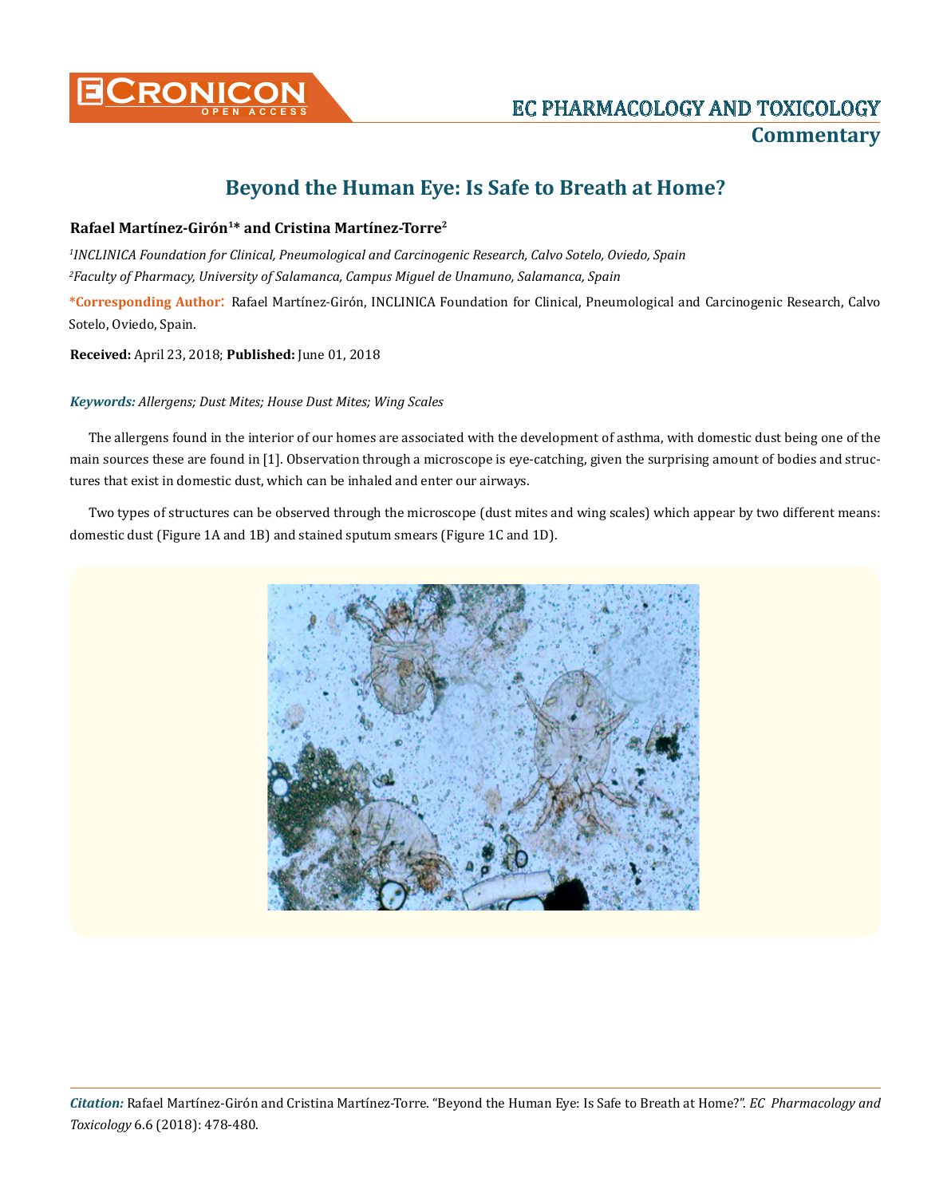# Beyond the Human Eye: Is Safe to Breath at Home?

**Rafael Martínez-Girón[1]* and Cristina Martínez-Torre[2]**

*[1]INCLINICA Foundation for Clinical, Pneumological and Carcinogenic Research, Calvo Sotelo, Oviedo, Spain*

*[2]Faculty of Pharmacy, University of Salamanca, Campus Miguel de Unamuno, Salamanca, Spain*

***Corresponding Author**: Rafael Martínez-Girón, INCLINICA Foundation for Clinical, Pneumological and Carcinogenic Research, Calvo Sotelo, Oviedo, Spain.

**Received:** April 23, 2018; **Published:** June 01, 2018

***Keywords:*** *Allergens; Dust Mites; House Dust Mites; Wing Scales*

The allergens found in the interior of our homes are associated with the development of asthma, with domestic dust being one of the main sources these are found in [1]. Observation through a microscope is eye-catching, given the surprising amount of bodies and structures that exist in domestic dust, which can be inhaled and enter our airways.

Two types of structures can be observed through the microscope (dust mites and wing scales) which appear by two different means: domestic dust (Figure 1A and 1B) and stained sputum smears (Figure 1C and 1D).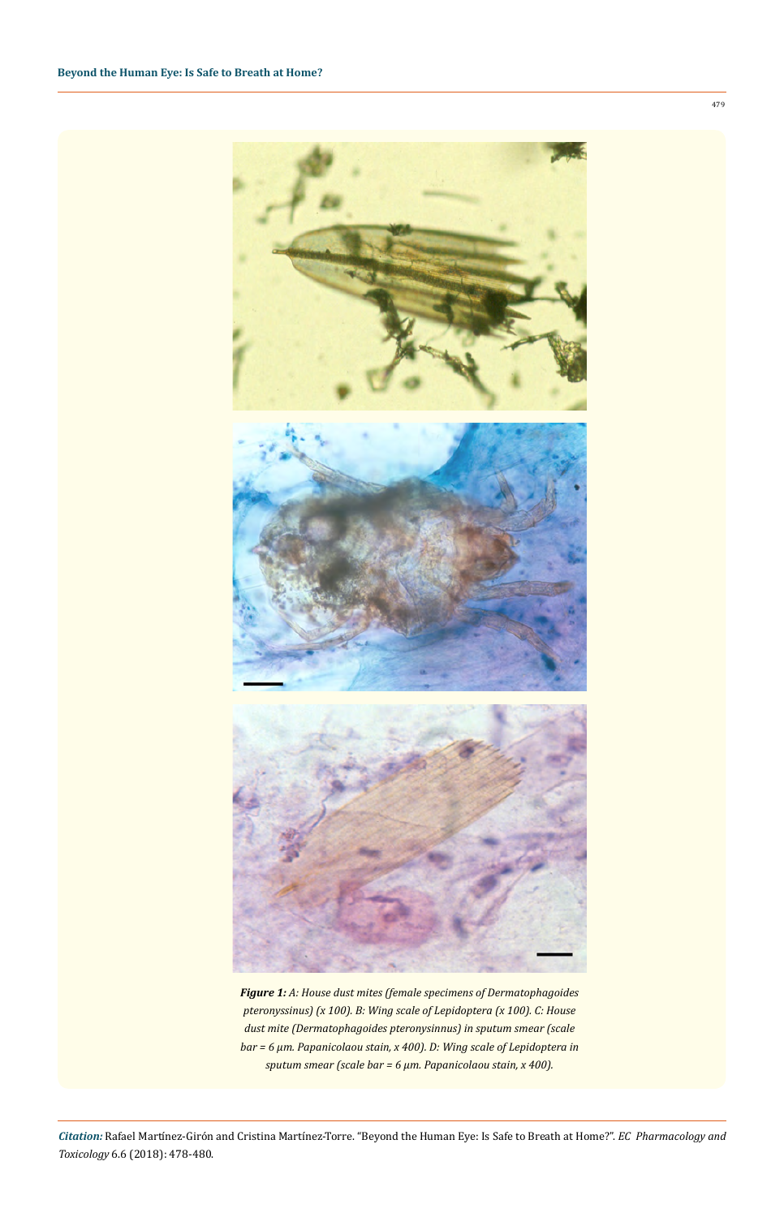*Figure 1: A: House dust mites (female specimens of Dermatophagoides pteronyssinus) (x 100). B: Wing scale of Lepidoptera (x 100). C: House dust mite (Dermatophagoides pteronysinnus) in sputum smear (scale bar = 6 μm. Papanicolaou stain, x 400). D: Wing scale of Lepidoptera in sputum smear (scale bar = 6 μm. Papanicolaou stain, x 400).*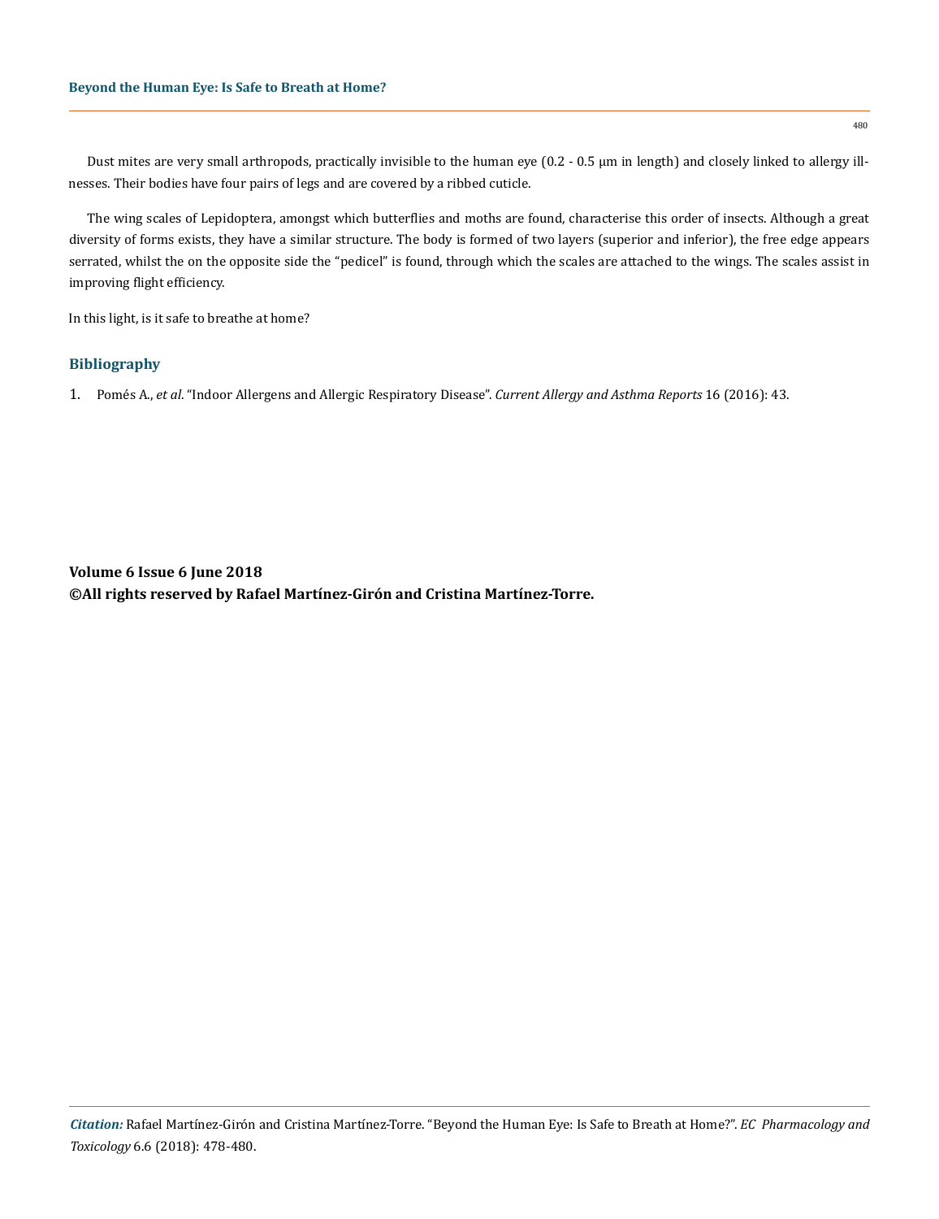Dust mites are very small arthropods, practically invisible to the human eye (0.2 - 0.5 μm in length) and closely linked to allergy illnesses. Their bodies have four pairs of legs and are covered by a ribbed cuticle.

The wing scales of Lepidoptera, amongst which butterflies and moths are found, characterise this order of insects. Although a great diversity of forms exists, they have a similar structure. The body is formed of two layers (superior and inferior), the free edge appears serrated, whilst the on the opposite side the "pedicel" is found, through which the scales are attached to the wings. The scales assist in improving flight efficiency.

In this light, is it safe to breathe at home?

## Bibliography

1. Pomés A., *et al*. "Indoor Allergens and Allergic Respiratory Disease". *Current Allergy and Asthma Reports* 16 (2016): 43.

**Volume 6 Issue 6 June 2018**
**©All rights reserved by Rafael Martínez-Girón and Cristina Martínez-Torre.**